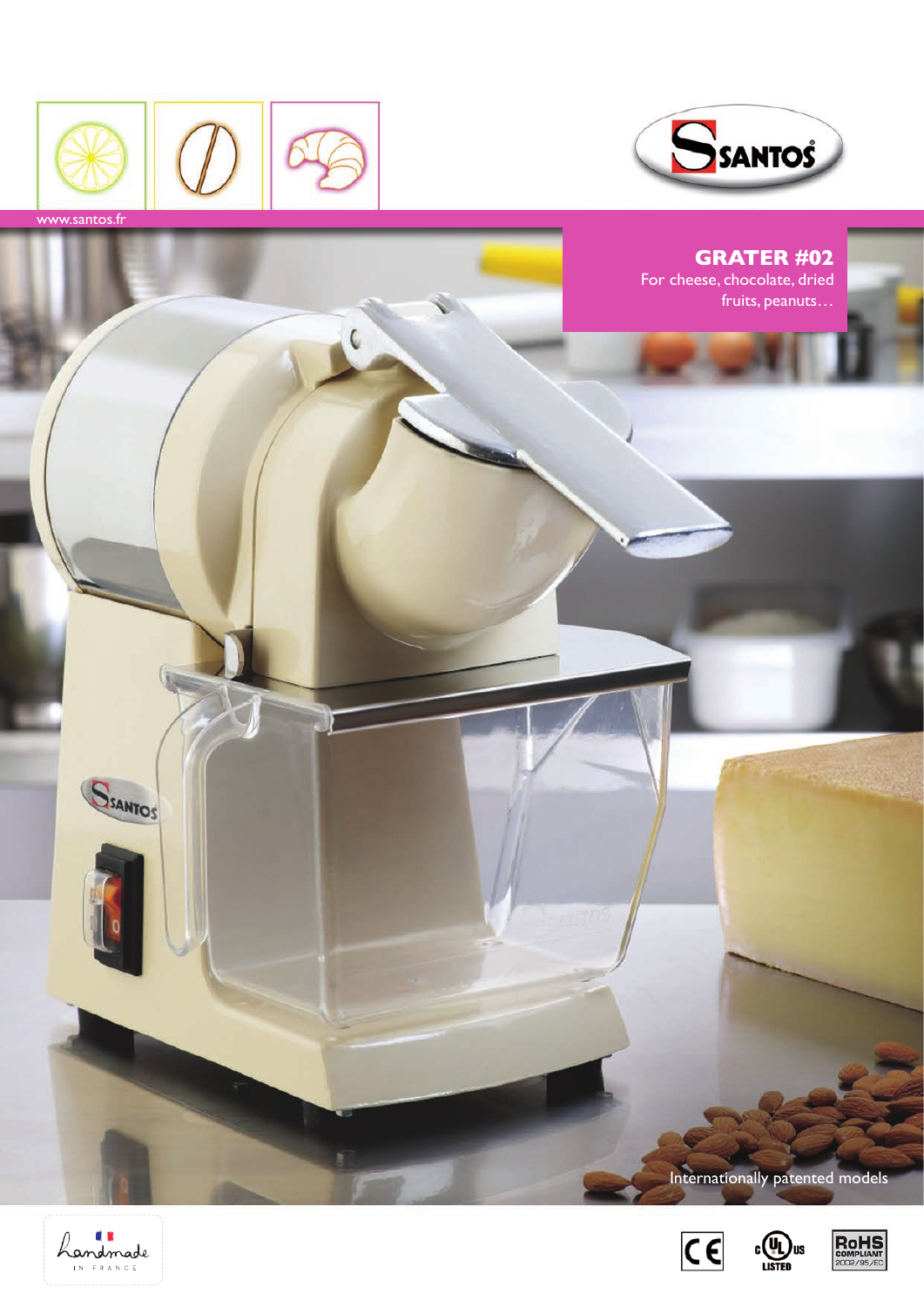www.santos.fr

# GRATER #02

For cheese, chocolate, dried fruits, peanuts…

Internationally patented models

handmade IN FRANCE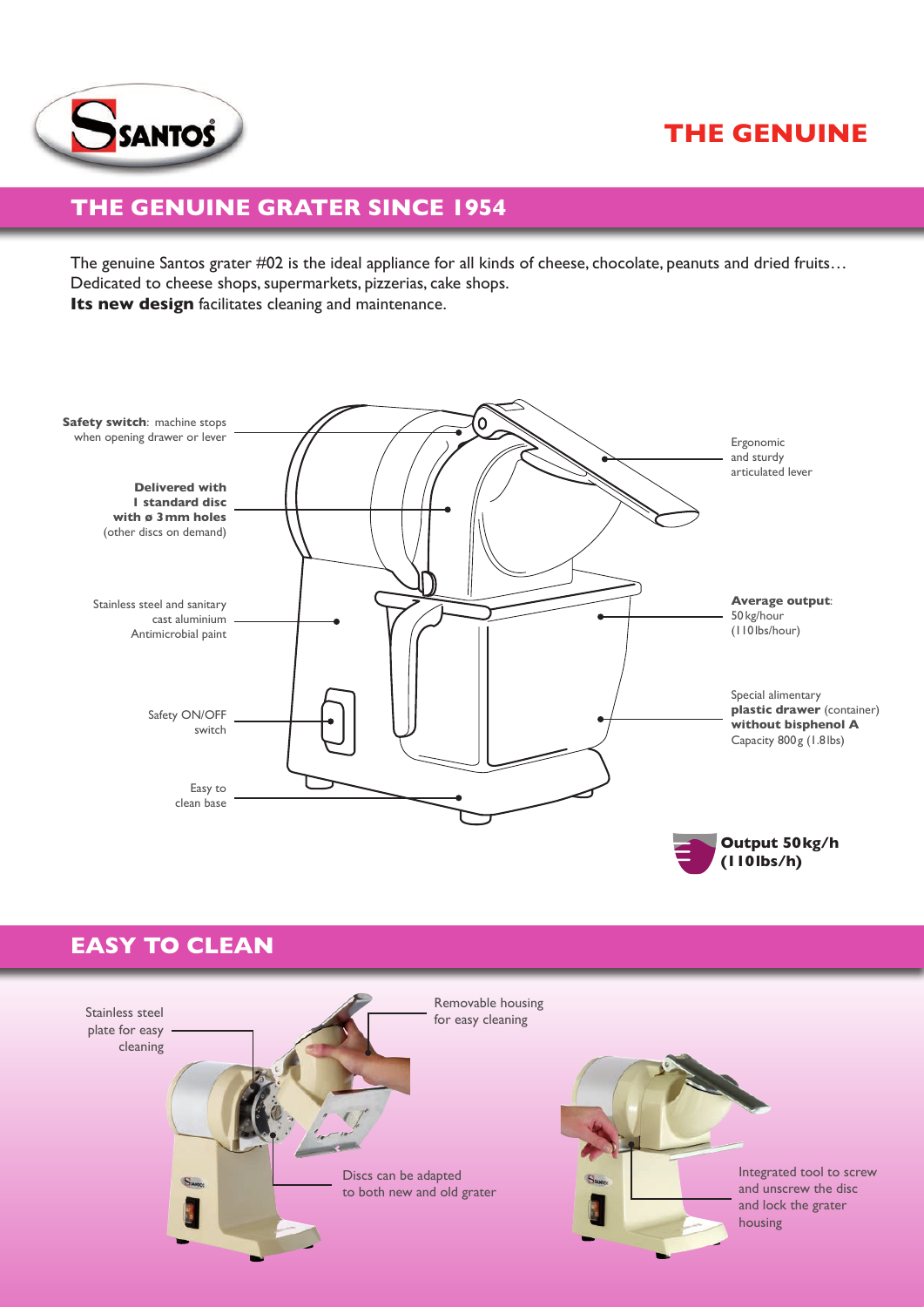THE GENUINE

## THE GENUINE GRATER SINCE 1954

The genuine Santos grater #02 is the ideal appliance for all kinds of cheese, chocolate, peanuts and dried fruits…
Dedicated to cheese shops, supermarkets, pizzerias, cake shops.
**Its new design** facilitates cleaning and maintenance.

**Safety switch**: machine stops when opening drawer or lever

**Delivered with 1 standard disc with ø 3mm holes** (other discs on demand)

Stainless steel and sanitary cast aluminium Antimicrobial paint

Safety ON/OFF switch

Easy to clean base

Ergonomic and sturdy articulated lever

**Average output**: 50kg/hour (110lbs/hour)

Special alimentary **plastic drawer** (container) **without bisphenol A** Capacity 800g (1.8lbs)

**Output 50kg/h (110lbs/h)**

## EASY TO CLEAN

Stainless steel plate for easy cleaning

Removable housing for easy cleaning

Discs can be adapted to both new and old grater

Integrated tool to screw and unscrew the disc and lock the grater housing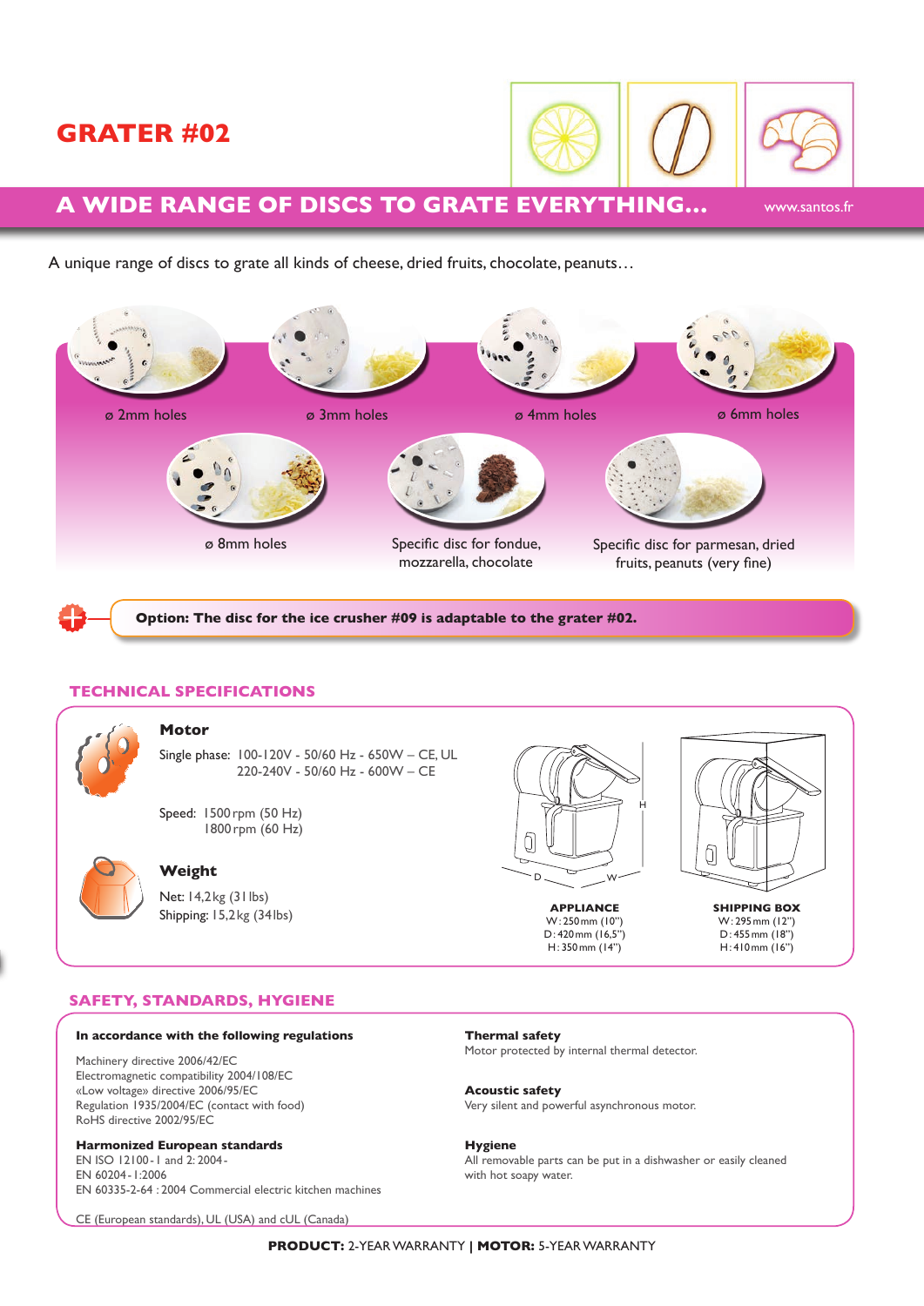# GRATER #02

## A WIDE RANGE OF DISCS TO GRATE EVERYTHING...

www.santos.fr

A unique range of discs to grate all kinds of cheese, dried fruits, chocolate, peanuts…

ø 2mm holes

ø 3mm holes

ø 4mm holes

ø 6mm holes

ø 8mm holes

Specific disc for fondue, mozzarella, chocolate

Specific disc for parmesan, dried fruits, peanuts (very fine)

**Option: The disc for the ice crusher #09 is adaptable to the grater #02.**

## TECHNICAL SPECIFICATIONS

### Motor

Single phase: 100-120V - 50/60 Hz - 650W – CE, UL
220-240V - 50/60 Hz - 600W – CE

Speed: 1500 rpm (50 Hz)
1800 rpm (60 Hz)

### Weight

Net: 14,2 kg (31 lbs)
Shipping: 15,2 kg (34 lbs)

**APPLIANCE**
W: 250 mm (10")
D: 420 mm (16,5")
H: 350 mm (14")

**SHIPPING BOX**
W: 295 mm (12")
D: 455 mm (18")
H: 410 mm (16")

## SAFETY, STANDARDS, HYGIENE

**In accordance with the following regulations**

Machinery directive 2006/42/EC
Electromagnetic compatibility 2004/108/EC
«Low voltage» directive 2006/95/EC
Regulation 1935/2004/EC (contact with food)
RoHS directive 2002/95/EC

**Harmonized European standards**
EN ISO 12100-1 and 2: 2004-
EN 60204-1:2006
EN 60335-2-64 : 2004 Commercial electric kitchen machines

CE (European standards), UL (USA) and cUL (Canada)

**Thermal safety**
Motor protected by internal thermal detector.

**Acoustic safety**
Very silent and powerful asynchronous motor.

**Hygiene**
All removable parts can be put in a dishwasher or easily cleaned with hot soapy water.

**PRODUCT:** 2-YEAR WARRANTY | **MOTOR:** 5-YEAR WARRANTY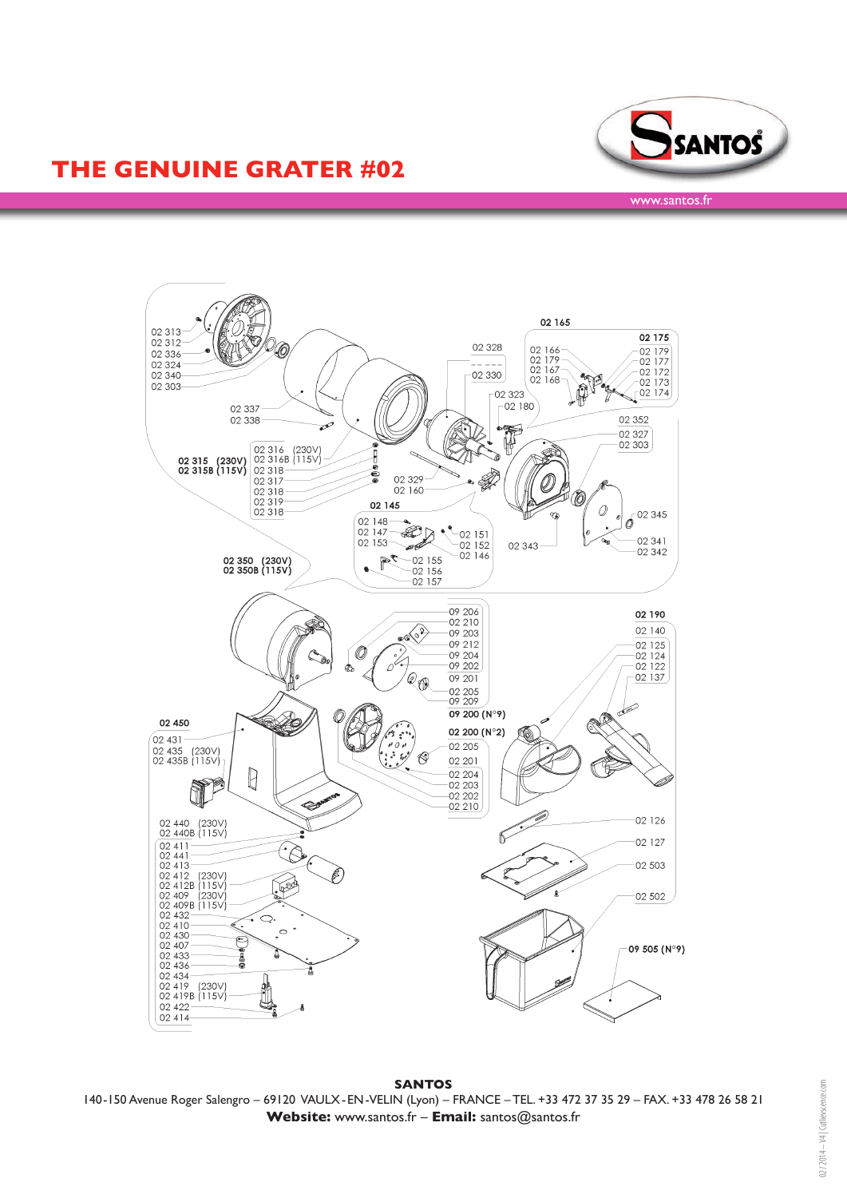# THE GENUINE GRATER #02

SANTOS

www.santos.fr

02 313
02 312
02 336
02 324
02 340
02 303

02 337
02 338

02 315 (230V)
02 315B (115V)

02 316 (230V)
02 316B (115V)
02 318
02 317
02 318
02 319
02 318

02 328

02 330

02 329
02 160

02 165

02 166
02 179
02 167
02 168

02 175
02 179
02 177
02 172
02 173
02 174

02 323
02 180

02 352
02 327
02 303

02 145
02 148
02 147
02 153
02 151
02 152
02 146
02 155
02 156
02 157

02 343

02 345
02 341
02 342

02 350 (230V)
02 350B (115V)

09 206
02 210
09 203
09 212
09 204
09 202
09 201
02 205
09 209
09 200 (N°9)

02 200 (N°2)
02 205
02 201
02 204
02 203
02 202
02 210

02 190
02 140
02 125
02 124
02 122
02 137

02 450
02 431
02 435 (230V)
02 435B (115V)

02 440 (230V)
02 440B (115V)
02 411
02 441
02 413
02 412 (230V)
02 412B (115V)
02 409 (230V)
02 409B (115V)
02 432
02 410
02 430
02 407
02 433
02 436
02 434
02 419 (230V)
02 419B (115V)
02 422
02 414

02 126
02 127
02 503
02 502

09 505 (N°9)

**SANTOS**

140-150 Avenue Roger Salengro – 69120 VAULX-EN-VELIN (Lyon) – FRANCE – TEL. +33 472 37 35 29 – FAX. +33 478 26 58 21

**Website:** www.santos.fr – **Email:** santos@santos.fr

02/2014 – V4 | Cutlerescence.com